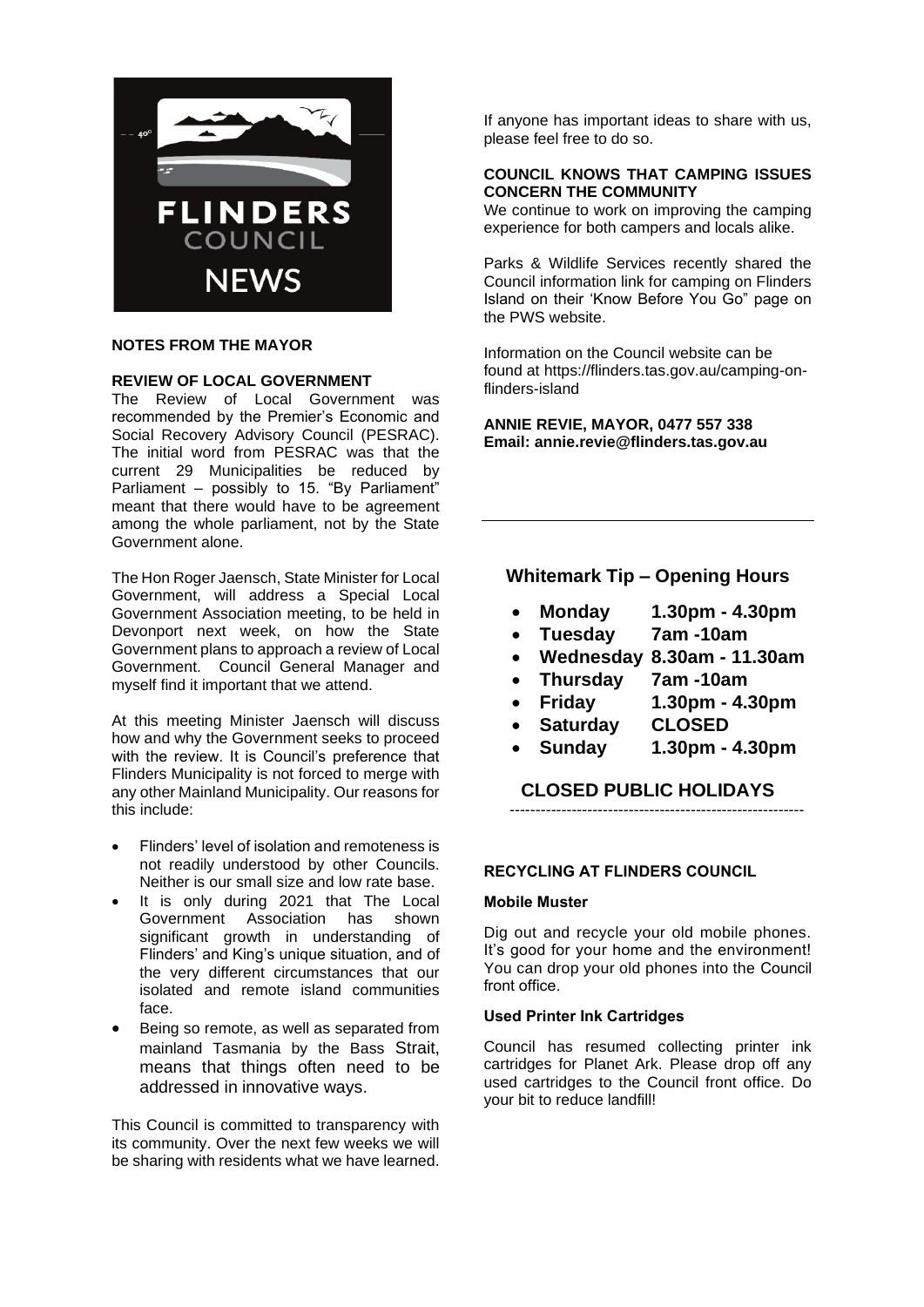# FLINDERS COUNCIL NEWS

## NOTES FROM THE MAYOR

### REVIEW OF LOCAL GOVERNMENT

The Review of Local Government was recommended by the Premier's Economic and Social Recovery Advisory Council (PESRAC). The initial word from PESRAC was that the current 29 Municipalities be reduced by Parliament – possibly to 15. "By Parliament" meant that there would have to be agreement among the whole parliament, not by the State Government alone.

The Hon Roger Jaensch, State Minister for Local Government, will address a Special Local Government Association meeting, to be held in Devonport next week, on how the State Government plans to approach a review of Local Government. Council General Manager and myself find it important that we attend.

At this meeting Minister Jaensch will discuss how and why the Government seeks to proceed with the review. It is Council's preference that Flinders Municipality is not forced to merge with any other Mainland Municipality. Our reasons for this include:

- Flinders' level of isolation and remoteness is not readily understood by other Councils. Neither is our small size and low rate base.
- It is only during 2021 that The Local Government Association has shown significant growth in understanding of Flinders' and King's unique situation, and of the very different circumstances that our isolated and remote island communities face.
- Being so remote, as well as separated from mainland Tasmania by the Bass Strait, means that things often need to be addressed in innovative ways.

This Council is committed to transparency with its community. Over the next few weeks we will be sharing with residents what we have learned. If anyone has important ideas to share with us, please feel free to do so.

### COUNCIL KNOWS THAT CAMPING ISSUES CONCERN THE COMMUNITY

We continue to work on improving the camping experience for both campers and locals alike.

Parks & Wildlife Services recently shared the Council information link for camping on Flinders Island on their 'Know Before You Go" page on the PWS website.

Information on the Council website can be found at https://flinders.tas.gov.au/camping-on-flinders-island

**ANNIE REVIE, MAYOR, 0477 557 338**
**Email: annie.revie@flinders.tas.gov.au**

---

## Whitemark Tip – Opening Hours

- **Monday 1.30pm - 4.30pm**
- **Tuesday 7am -10am**
- **Wednesday 8.30am - 11.30am**
- **Thursday 7am -10am**
- **Friday 1.30pm - 4.30pm**
- **Saturday CLOSED**
- **Sunday 1.30pm - 4.30pm**

**CLOSED PUBLIC HOLIDAYS**

---

### RECYCLING AT FLINDERS COUNCIL

#### Mobile Muster

Dig out and recycle your old mobile phones. It's good for your home and the environment! You can drop your old phones into the Council front office.

#### Used Printer Ink Cartridges

Council has resumed collecting printer ink cartridges for Planet Ark. Please drop off any used cartridges to the Council front office. Do your bit to reduce landfill!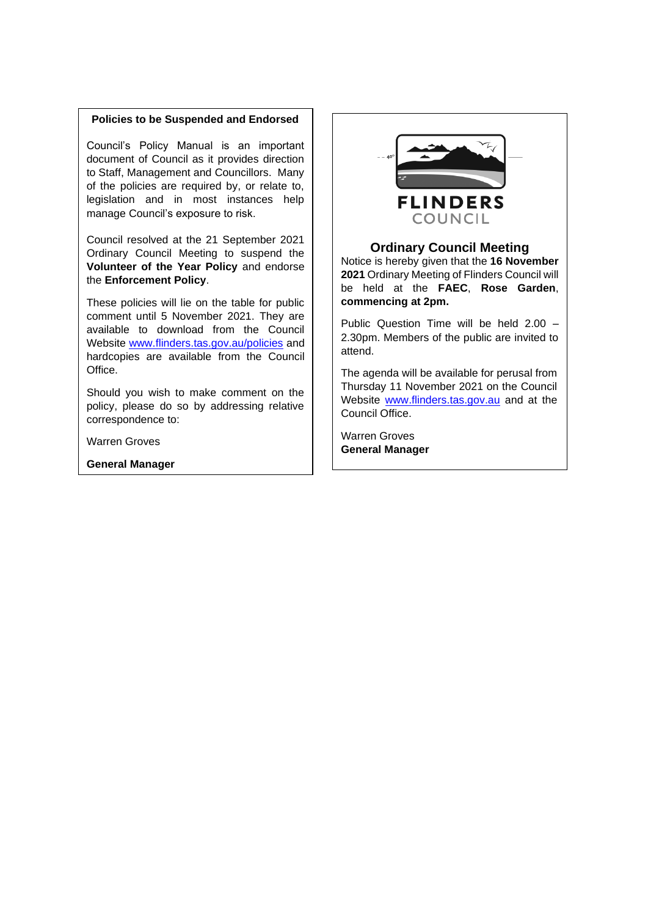### Policies to be Suspended and Endorsed

Council's Policy Manual is an important document of Council as it provides direction to Staff, Management and Councillors. Many of the policies are required by, or relate to, legislation and in most instances help manage Council's exposure to risk.

Council resolved at the 21 September 2021 Ordinary Council Meeting to suspend the **Volunteer of the Year Policy** and endorse the **Enforcement Policy**.

These policies will lie on the table for public comment until 5 November 2021. They are available to download from the Council Website www.flinders.tas.gov.au/policies and hardcopies are available from the Council Office.

Should you wish to make comment on the policy, please do so by addressing relative correspondence to:

Warren Groves

**General Manager**

FLINDERS COUNCIL

### Ordinary Council Meeting

Notice is hereby given that the **16 November 2021** Ordinary Meeting of Flinders Council will be held at the **FAEC**, **Rose Garden**, **commencing at 2pm.**

Public Question Time will be held 2.00 – 2.30pm. Members of the public are invited to attend.

The agenda will be available for perusal from Thursday 11 November 2021 on the Council Website www.flinders.tas.gov.au and at the Council Office.

Warren Groves
**General Manager**